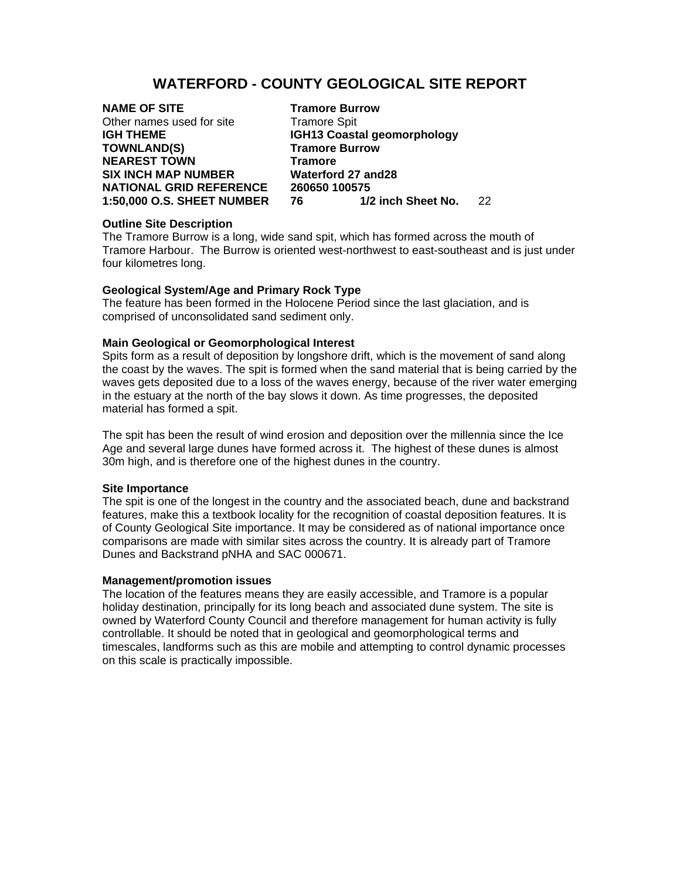# WATERFORD - COUNTY GEOLOGICAL SITE REPORT

**NAME OF SITE** **Tramore Burrow**
Other names used for site Tramore Spit
**IGH THEME** **IGH13 Coastal geomorphology**
**TOWNLAND(S)** **Tramore Burrow**
**NEAREST TOWN** **Tramore**
**SIX INCH MAP NUMBER** **Waterford 27 and28**
**NATIONAL GRID REFERENCE** **260650 100575**
**1:50,000 O.S. SHEET NUMBER** **76** **1/2 inch Sheet No.** 22

**Outline Site Description**
The Tramore Burrow is a long, wide sand spit, which has formed across the mouth of Tramore Harbour. The Burrow is oriented west-northwest to east-southeast and is just under four kilometres long.

**Geological System/Age and Primary Rock Type**
The feature has been formed in the Holocene Period since the last glaciation, and is comprised of unconsolidated sand sediment only.

**Main Geological or Geomorphological Interest**
Spits form as a result of deposition by longshore drift, which is the movement of sand along the coast by the waves. The spit is formed when the sand material that is being carried by the waves gets deposited due to a loss of the waves energy, because of the river water emerging in the estuary at the north of the bay slows it down. As time progresses, the deposited material has formed a spit.

The spit has been the result of wind erosion and deposition over the millennia since the Ice Age and several large dunes have formed across it. The highest of these dunes is almost 30m high, and is therefore one of the highest dunes in the country.

**Site Importance**
The spit is one of the longest in the country and the associated beach, dune and backstrand features, make this a textbook locality for the recognition of coastal deposition features. It is of County Geological Site importance. It may be considered as of national importance once comparisons are made with similar sites across the country. It is already part of Tramore Dunes and Backstrand pNHA and SAC 000671.

**Management/promotion issues**
The location of the features means they are easily accessible, and Tramore is a popular holiday destination, principally for its long beach and associated dune system. The site is owned by Waterford County Council and therefore management for human activity is fully controllable. It should be noted that in geological and geomorphological terms and timescales, landforms such as this are mobile and attempting to control dynamic processes on this scale is practically impossible.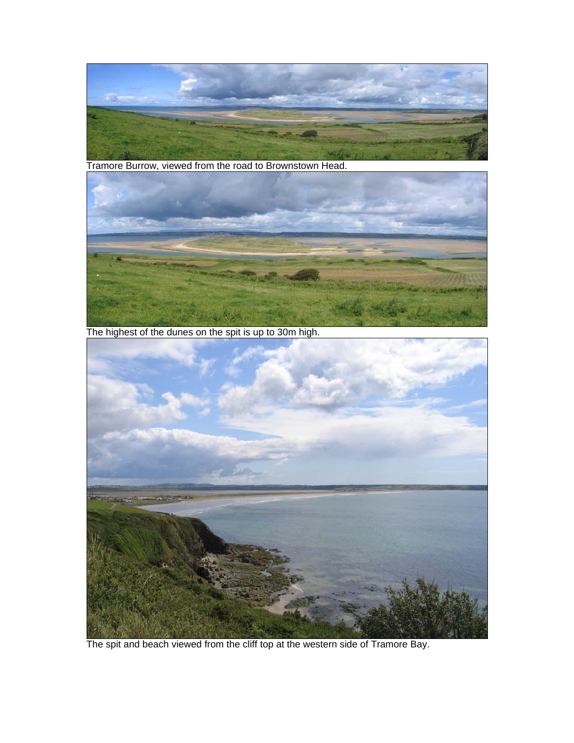Tramore Burrow, viewed from the road to Brownstown Head.

The highest of the dunes on the spit is up to 30m high.

The spit and beach viewed from the cliff top at the western side of Tramore Bay.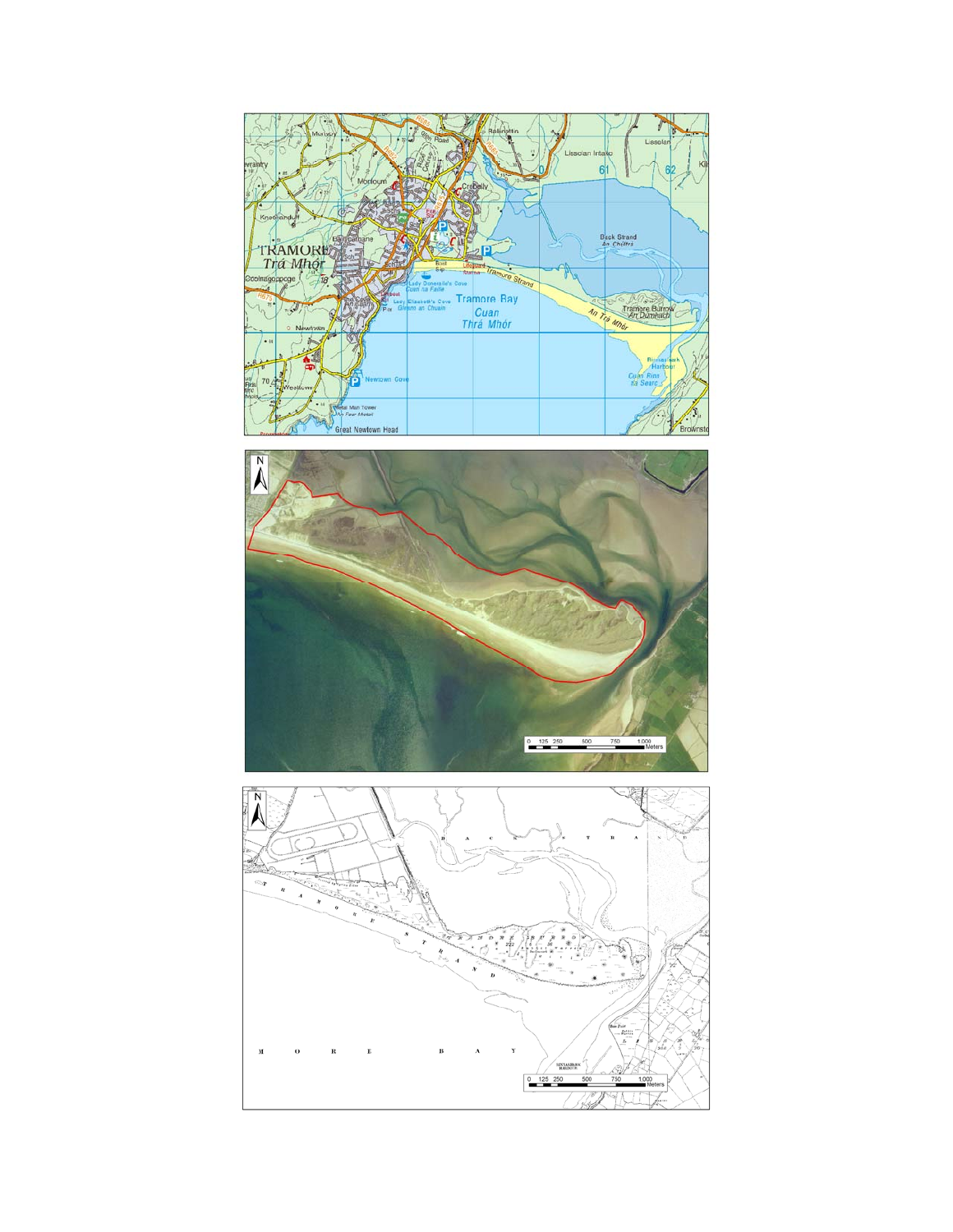TRAMORE
Trá Mhór
Back Strand
An Chúltrá
Tramore Strand
Tramore Bay
Cuan
Thrá Mhór
An Trá Mhór
Tramore Burrow
An Dumhach
Rinnashark Harbour
Cuan Rinn na Searc
Lisselan Intake
Lisselan
Crobally
Monloum
Ballycarnane
Coolnagoppoge
Knockeanduff
Newtown
Newtown Cove
Westtown
Great Newtown Head
Metal Man Tower
Lady Doneraile's Cove
Cuan na Faille
Lady Elizabeth's Cove
Gleann an Chuain
Lifeguard Station
Boat Bay
Brownstown
61
62
18

N
0 125 250 500 750 1,000
Meters

N
B A C K S T R A N D
T R A M O R E S T R A N D
T R A M O R E B U R R O W
M O R E B A Y
0 125 250 500 750 1,000
Meters